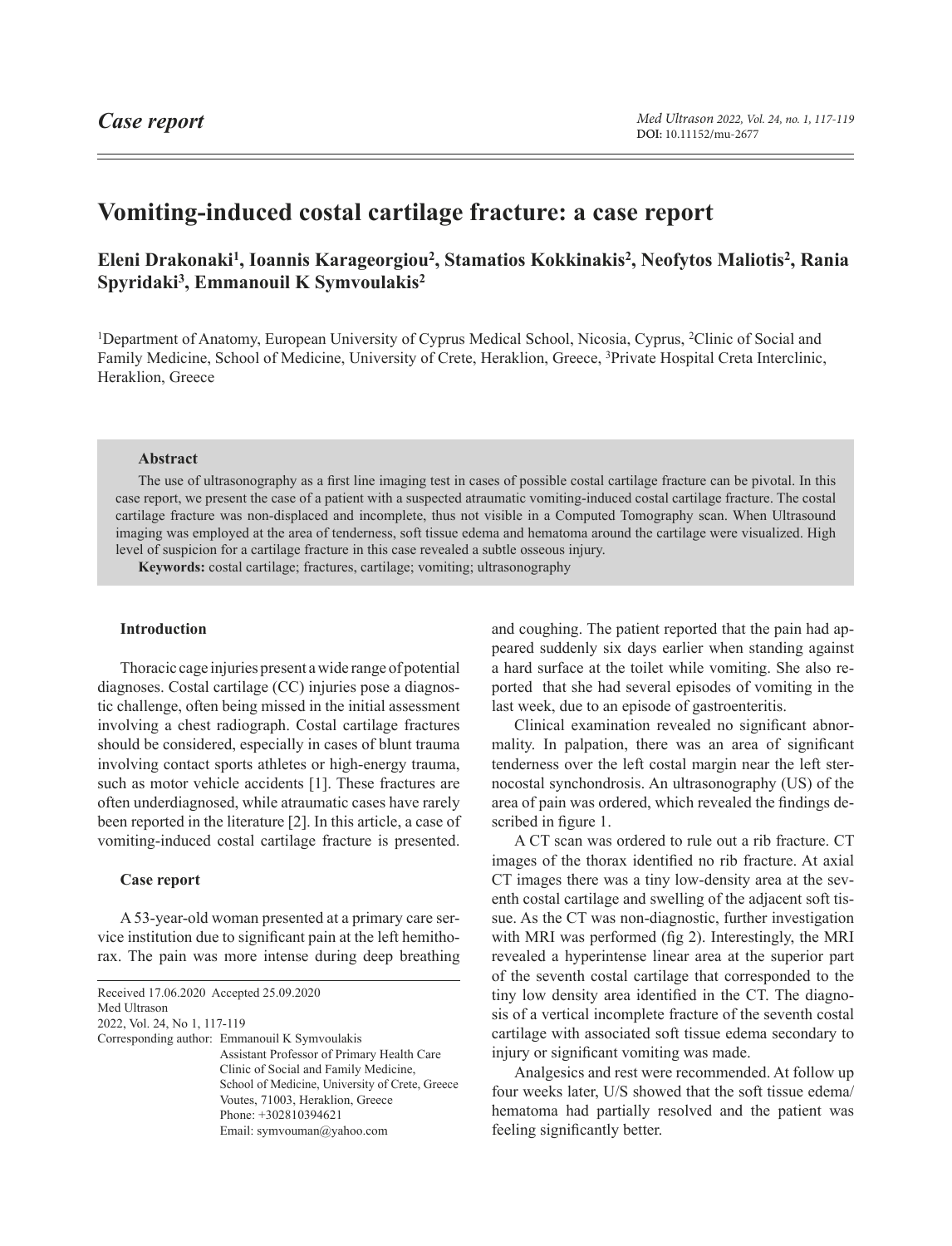*Case report*

DOI: 10.11152/mu-2677

# Vomiting-induced costal cartilage fracture: a case report

**Eleni Drakonaki[1], Ioannis Karageorgiou[2], Stamatios Kokkinakis[2], Neofytos Maliotis[2], Rania Spyridaki[3], Emmanouil K Symvoulakis[2]**

[1]Department of Anatomy, European University of Cyprus Medical School, Nicosia, Cyprus, [2]Clinic of Social and Family Medicine, School of Medicine, University of Crete, Heraklion, Greece, [3]Private Hospital Creta Interclinic, Heraklion, Greece

### Abstract

The use of ultrasonography as a first line imaging test in cases of possible costal cartilage fracture can be pivotal. In this case report, we present the case of a patient with a suspected atraumatic vomiting-induced costal cartilage fracture. The costal cartilage fracture was non-displaced and incomplete, thus not visible in a Computed Tomography scan. When Ultrasound imaging was employed at the area of tenderness, soft tissue edema and hematoma around the cartilage were visualized. High level of suspicion for a cartilage fracture in this case revealed a subtle osseous injury.

**Keywords:** costal cartilage; fractures, cartilage; vomiting; ultrasonography

## Introduction

Thoracic cage injuries present a wide range of potential diagnoses. Costal cartilage (CC) injuries pose a diagnostic challenge, often being missed in the initial assessment involving a chest radiograph. Costal cartilage fractures should be considered, especially in cases of blunt trauma involving contact sports athletes or high-energy trauma, such as motor vehicle accidents [1]. These fractures are often underdiagnosed, while atraumatic cases have rarely been reported in the literature [2]. In this article, a case of vomiting-induced costal cartilage fracture is presented.

## Case report

A 53-year-old woman presented at a primary care service institution due to significant pain at the left hemithorax. The pain was more intense during deep breathing and coughing. The patient reported that the pain had appeared suddenly six days earlier when standing against a hard surface at the toilet while vomiting. She also reported that she had several episodes of vomiting in the last week, due to an episode of gastroenteritis.

Clinical examination revealed no significant abnormality. In palpation, there was an area of significant tenderness over the left costal margin near the left sternocostal synchondrosis. An ultrasonography (US) of the area of pain was ordered, which revealed the findings described in figure 1.

A CT scan was ordered to rule out a rib fracture. CT images of the thorax identified no rib fracture. At axial CT images there was a tiny low-density area at the seventh costal cartilage and swelling of the adjacent soft tissue. As the CT was non-diagnostic, further investigation with MRI was performed (fig 2). Interestingly, the MRI revealed a hyperintense linear area at the superior part of the seventh costal cartilage that corresponded to the tiny low density area identified in the CT. The diagnosis of a vertical incomplete fracture of the seventh costal cartilage with associated soft tissue edema secondary to injury or significant vomiting was made.

Analgesics and rest were recommended. At follow up four weeks later, U/S showed that the soft tissue edema/hematoma had partially resolved and the patient was feeling significantly better.

---

Received 17.06.2020 Accepted 25.09.2020
Med Ultrason
2022, Vol. 24, No 1, 117-119
Corresponding author: Emmanouil K Symvoulakis
Assistant Professor of Primary Health Care
Clinic of Social and Family Medicine,
School of Medicine, University of Crete, Greece
Voutes, 71003, Heraklion, Greece
Phone: +302810394621
Email: symvouman@yahoo.com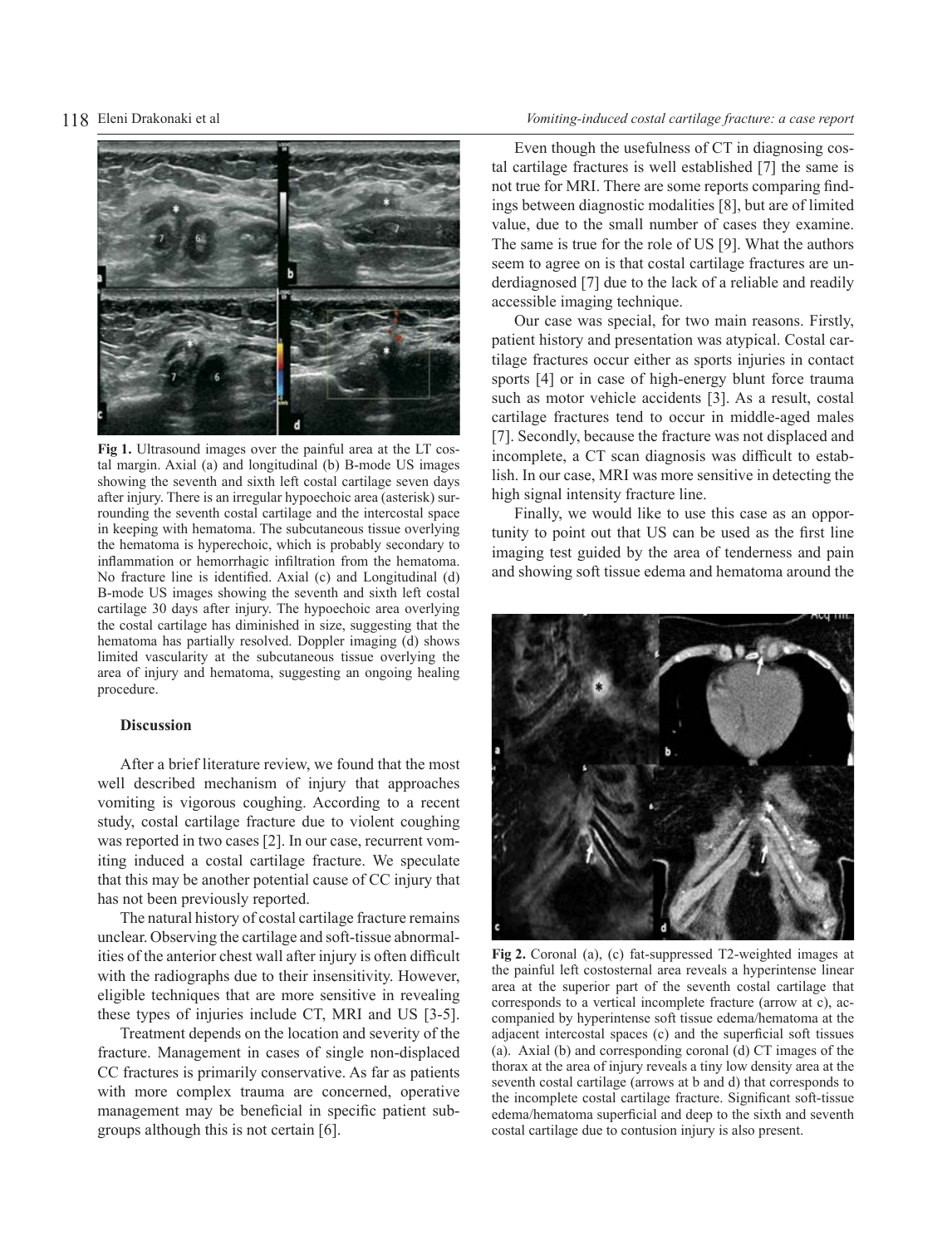**Fig 1.** Ultrasound images over the painful area at the LT costal margin. Axial (a) and longitudinal (b) B-mode US images showing the seventh and sixth left costal cartilage seven days after injury. There is an irregular hypoechoic area (asterisk) surrounding the seventh costal cartilage and the intercostal space in keeping with hematoma. The subcutaneous tissue overlying the hematoma is hyperechoic, which is probably secondary to inflammation or hemorrhagic infiltration from the hematoma. No fracture line is identified. Axial (c) and Longitudinal (d) B-mode US images showing the seventh and sixth left costal cartilage 30 days after injury. The hypoechoic area overlying the costal cartilage has diminished in size, suggesting that the hematoma has partially resolved. Doppler imaging (d) shows limited vascularity at the subcutaneous tissue overlying the area of injury and hematoma, suggesting an ongoing healing procedure.

## Discussion

After a brief literature review, we found that the most well described mechanism of injury that approaches vomiting is vigorous coughing. According to a recent study, costal cartilage fracture due to violent coughing was reported in two cases [2]. In our case, recurrent vomiting induced a costal cartilage fracture. We speculate that this may be another potential cause of CC injury that has not been previously reported.

The natural history of costal cartilage fracture remains unclear. Observing the cartilage and soft-tissue abnormalities of the anterior chest wall after injury is often difficult with the radiographs due to their insensitivity. However, eligible techniques that are more sensitive in revealing these types of injuries include CT, MRI and US [3-5].

Treatment depends on the location and severity of the fracture. Management in cases of single non-displaced CC fractures is primarily conservative. As far as patients with more complex trauma are concerned, operative management may be beneficial in specific patient subgroups although this is not certain [6].

Even though the usefulness of CT in diagnosing costal cartilage fractures is well established [7] the same is not true for MRI. There are some reports comparing findings between diagnostic modalities [8], but are of limited value, due to the small number of cases they examine. The same is true for the role of US [9]. What the authors seem to agree on is that costal cartilage fractures are underdiagnosed [7] due to the lack of a reliable and readily accessible imaging technique.

Our case was special, for two main reasons. Firstly, patient history and presentation was atypical. Costal cartilage fractures occur either as sports injuries in contact sports [4] or in case of high-energy blunt force trauma such as motor vehicle accidents [3]. As a result, costal cartilage fractures tend to occur in middle-aged males [7]. Secondly, because the fracture was not displaced and incomplete, a CT scan diagnosis was difficult to establish. In our case, MRI was more sensitive in detecting the high signal intensity fracture line.

Finally, we would like to use this case as an opportunity to point out that US can be used as the first line imaging test guided by the area of tenderness and pain and showing soft tissue edema and hematoma around the

**Fig 2.** Coronal (a), (c) fat-suppressed T2-weighted images at the painful left costosternal area reveals a hyperintense linear area at the superior part of the seventh costal cartilage that corresponds to a vertical incomplete fracture (arrow at c), accompanied by hyperintense soft tissue edema/hematoma at the adjacent intercostal spaces (c) and the superficial soft tissues (a). Axial (b) and corresponding coronal (d) CT images of the thorax at the area of injury reveals a tiny low density area at the seventh costal cartilage (arrows at b and d) that corresponds to the incomplete costal cartilage fracture. Significant soft-tissue edema/hematoma superficial and deep to the sixth and seventh costal cartilage due to contusion injury is also present.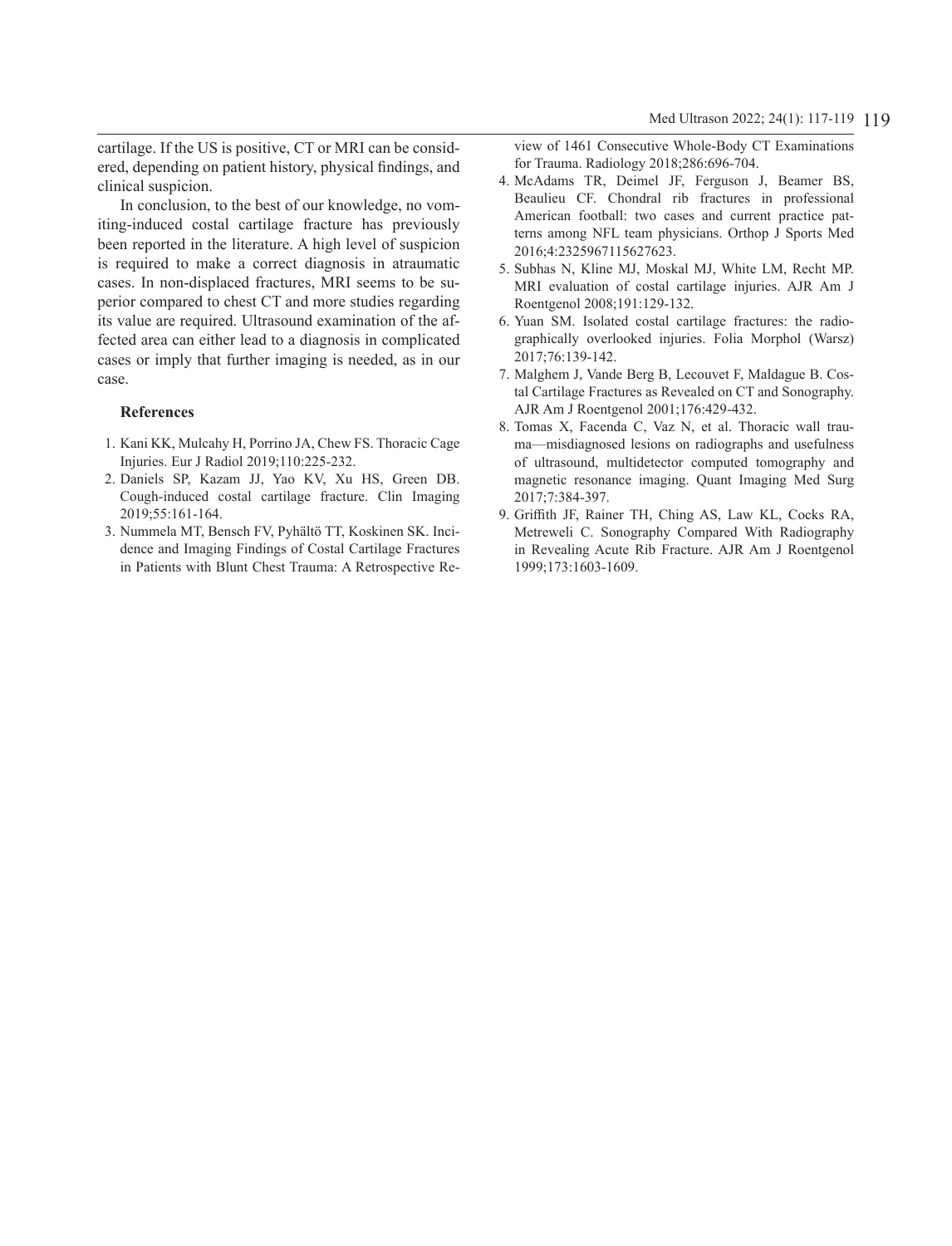cartilage. If the US is positive, CT or MRI can be considered, depending on patient history, physical findings, and clinical suspicion.

In conclusion, to the best of our knowledge, no vomiting-induced costal cartilage fracture has previously been reported in the literature. A high level of suspicion is required to make a correct diagnosis in atraumatic cases. In non-displaced fractures, MRI seems to be superior compared to chest CT and more studies regarding its value are required. Ultrasound examination of the affected area can either lead to a diagnosis in complicated cases or imply that further imaging is needed, as in our case.

### References

1. Kani KK, Mulcahy H, Porrino JA, Chew FS. Thoracic Cage Injuries. Eur J Radiol 2019;110:225-232.
2. Daniels SP, Kazam JJ, Yao KV, Xu HS, Green DB. Cough-induced costal cartilage fracture. Clin Imaging 2019;55:161-164.
3. Nummela MT, Bensch FV, Pyhältö TT, Koskinen SK. Incidence and Imaging Findings of Costal Cartilage Fractures in Patients with Blunt Chest Trauma: A Retrospective Review of 1461 Consecutive Whole-Body CT Examinations for Trauma. Radiology 2018;286:696-704.
4. McAdams TR, Deimel JF, Ferguson J, Beamer BS, Beaulieu CF. Chondral rib fractures in professional American football: two cases and current practice patterns among NFL team physicians. Orthop J Sports Med 2016;4:2325967115627623.
5. Subhas N, Kline MJ, Moskal MJ, White LM, Recht MP. MRI evaluation of costal cartilage injuries. AJR Am J Roentgenol 2008;191:129-132.
6. Yuan SM. Isolated costal cartilage fractures: the radiographically overlooked injuries. Folia Morphol (Warsz) 2017;76:139-142.
7. Malghem J, Vande Berg B, Lecouvet F, Maldague B. Costal Cartilage Fractures as Revealed on CT and Sonography. AJR Am J Roentgenol 2001;176:429-432.
8. Tomas X, Facenda C, Vaz N, et al. Thoracic wall trauma—misdiagnosed lesions on radiographs and usefulness of ultrasound, multidetector computed tomography and magnetic resonance imaging. Quant Imaging Med Surg 2017;7:384-397.
9. Griffith JF, Rainer TH, Ching AS, Law KL, Cocks RA, Metreweli C. Sonography Compared With Radiography in Revealing Acute Rib Fracture. AJR Am J Roentgenol 1999;173:1603-1609.